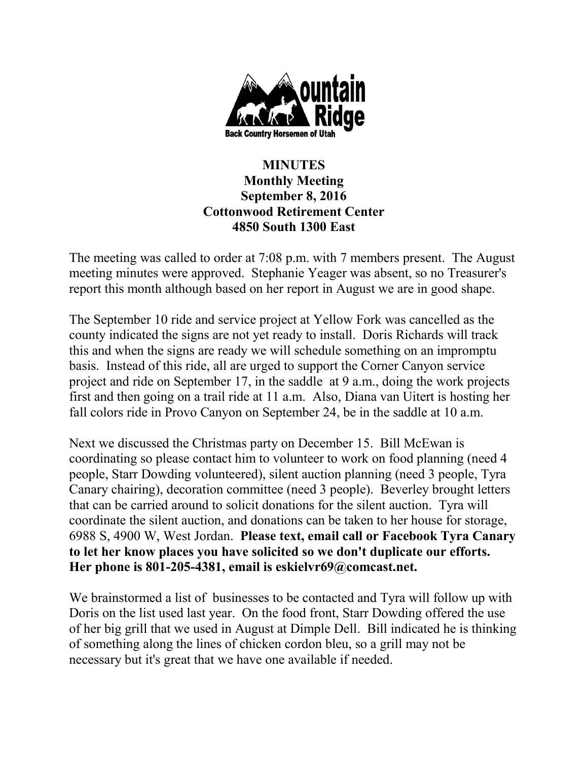# MINUTES
## Monthly Meeting
## September 8, 2016
## Cottonwood Retirement Center
## 4850 South 1300 East

The meeting was called to order at 7:08 p.m. with 7 members present. The August meeting minutes were approved. Stephanie Yeager was absent, so no Treasurer's report this month although based on her report in August we are in good shape.

The September 10 ride and service project at Yellow Fork was cancelled as the county indicated the signs are not yet ready to install. Doris Richards will track this and when the signs are ready we will schedule something on an impromptu basis. Instead of this ride, all are urged to support the Corner Canyon service project and ride on September 17, in the saddle at 9 a.m., doing the work projects first and then going on a trail ride at 11 a.m. Also, Diana van Uitert is hosting her fall colors ride in Provo Canyon on September 24, be in the saddle at 10 a.m.

Next we discussed the Christmas party on December 15. Bill McEwan is coordinating so please contact him to volunteer to work on food planning (need 4 people, Starr Dowding volunteered), silent auction planning (need 3 people, Tyra Canary chairing), decoration committee (need 3 people). Beverley brought letters that can be carried around to solicit donations for the silent auction. Tyra will coordinate the silent auction, and donations can be taken to her house for storage, 6988 S, 4900 W, West Jordan. **Please text, email call or Facebook Tyra Canary to let her know places you have solicited so we don't duplicate our efforts. Her phone is 801-205-4381, email is eskielvr69@comcast.net.**

We brainstormed a list of businesses to be contacted and Tyra will follow up with Doris on the list used last year. On the food front, Starr Dowding offered the use of her big grill that we used in August at Dimple Dell. Bill indicated he is thinking of something along the lines of chicken cordon bleu, so a grill may not be necessary but it's great that we have one available if needed.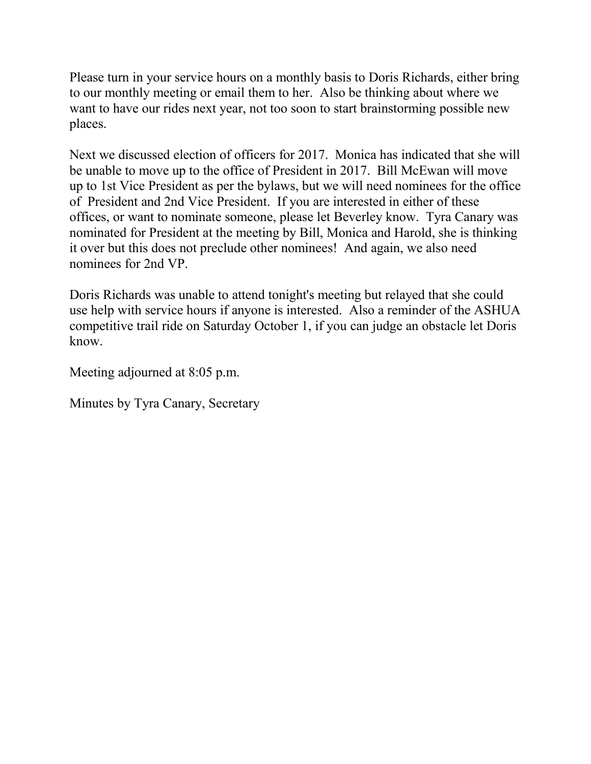Please turn in your service hours on a monthly basis to Doris Richards, either bring to our monthly meeting or email them to her. Also be thinking about where we want to have our rides next year, not too soon to start brainstorming possible new places.

Next we discussed election of officers for 2017. Monica has indicated that she will be unable to move up to the office of President in 2017. Bill McEwan will move up to 1st Vice President as per the bylaws, but we will need nominees for the office of President and 2nd Vice President. If you are interested in either of these offices, or want to nominate someone, please let Beverley know. Tyra Canary was nominated for President at the meeting by Bill, Monica and Harold, she is thinking it over but this does not preclude other nominees! And again, we also need nominees for 2nd VP.

Doris Richards was unable to attend tonight's meeting but relayed that she could use help with service hours if anyone is interested. Also a reminder of the ASHUA competitive trail ride on Saturday October 1, if you can judge an obstacle let Doris know.

Meeting adjourned at 8:05 p.m.

Minutes by Tyra Canary, Secretary